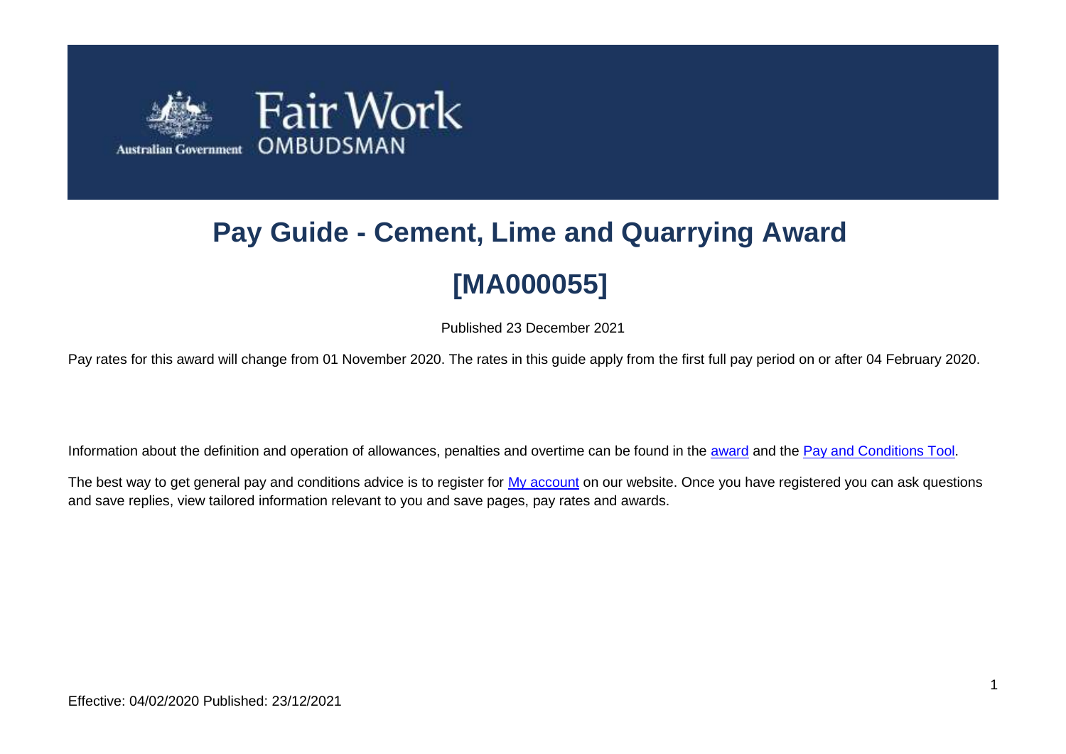# Pay Guide - Cement, Lime and Quarrying Award

# [MA000055]

Published 23 December 2021

Pay rates for this award will change from 01 November 2020. The rates in this guide apply from the first full pay period on or after 04 February 2020.

Information about the definition and operation of allowances, penalties and overtime can be found in the award and the Pay and Conditions Tool.

The best way to get general pay and conditions advice is to register for My account on our website. Once you have registered you can ask questions and save replies, view tailored information relevant to you and save pages, pay rates and awards.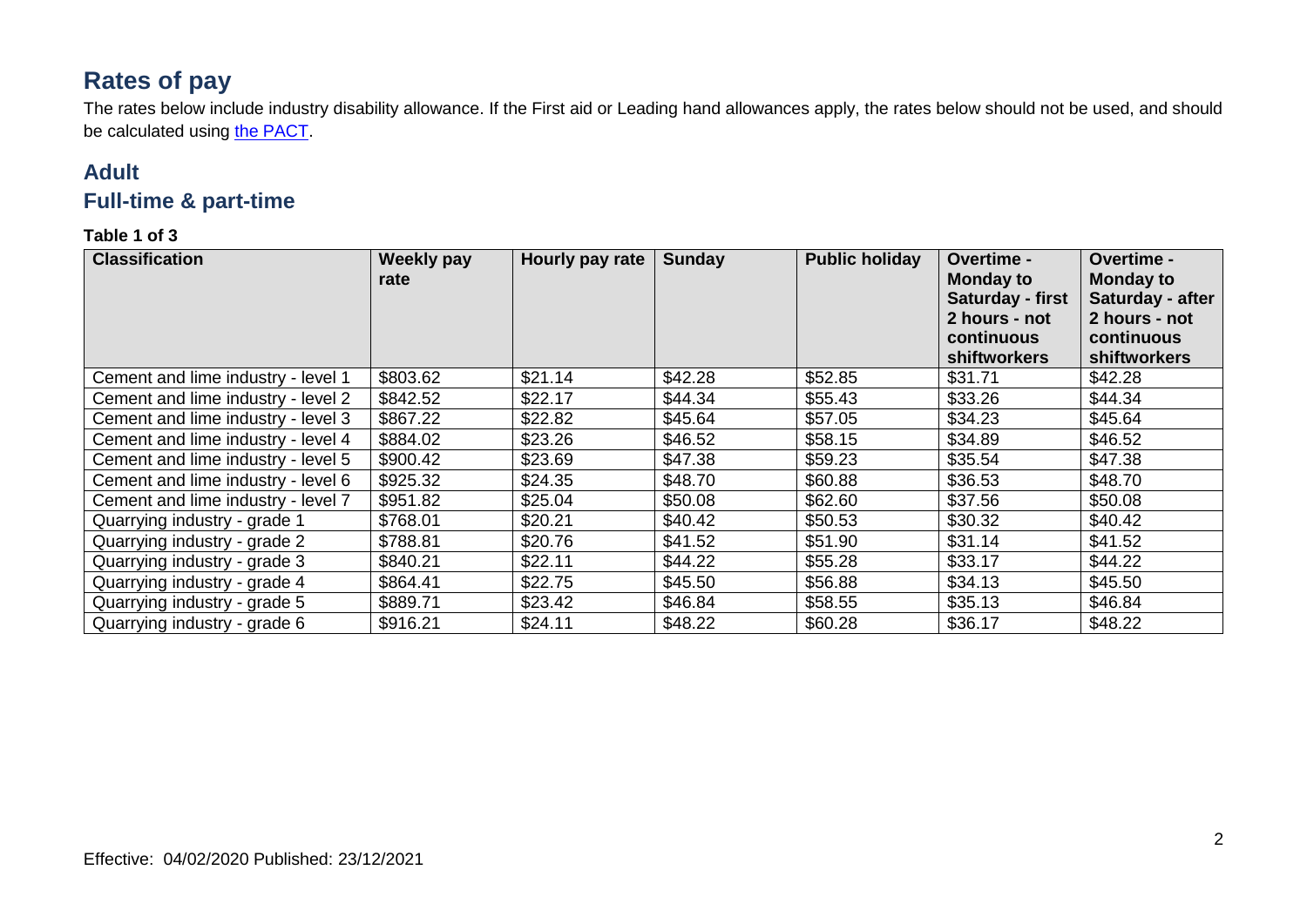# Rates of pay

The rates below include industry disability allowance. If the First aid or Leading hand allowances apply, the rates below should not be used, and should be calculated using [the PACT](the PACT).

## Adult

## Full-time & part-time

**Table 1 of 3**

| Classification | Weekly pay rate | Hourly pay rate | Sunday | Public holiday | Overtime - Monday to Saturday - first 2 hours - not continuous shiftworkers | Overtime - Monday to Saturday - after 2 hours - not continuous shiftworkers |
|---|---|---|---|---|---|---|
| Cement and lime industry - level 1 | $803.62 | $21.14 | $42.28 | $52.85 | $31.71 | $42.28 |
| Cement and lime industry - level 2 | $842.52 | $22.17 | $44.34 | $55.43 | $33.26 | $44.34 |
| Cement and lime industry - level 3 | $867.22 | $22.82 | $45.64 | $57.05 | $34.23 | $45.64 |
| Cement and lime industry - level 4 | $884.02 | $23.26 | $46.52 | $58.15 | $34.89 | $46.52 |
| Cement and lime industry - level 5 | $900.42 | $23.69 | $47.38 | $59.23 | $35.54 | $47.38 |
| Cement and lime industry - level 6 | $925.32 | $24.35 | $48.70 | $60.88 | $36.53 | $48.70 |
| Cement and lime industry - level 7 | $951.82 | $25.04 | $50.08 | $62.60 | $37.56 | $50.08 |
| Quarrying industry - grade 1 | $768.01 | $20.21 | $40.42 | $50.53 | $30.32 | $40.42 |
| Quarrying industry - grade 2 | $788.81 | $20.76 | $41.52 | $51.90 | $31.14 | $41.52 |
| Quarrying industry - grade 3 | $840.21 | $22.11 | $44.22 | $55.28 | $33.17 | $44.22 |
| Quarrying industry - grade 4 | $864.41 | $22.75 | $45.50 | $56.88 | $34.13 | $45.50 |
| Quarrying industry - grade 5 | $889.71 | $23.42 | $46.84 | $58.55 | $35.13 | $46.84 |
| Quarrying industry - grade 6 | $916.21 | $24.11 | $48.22 | $60.28 | $36.17 | $48.22 |

Effective: 04/02/2020 Published: 23/12/2021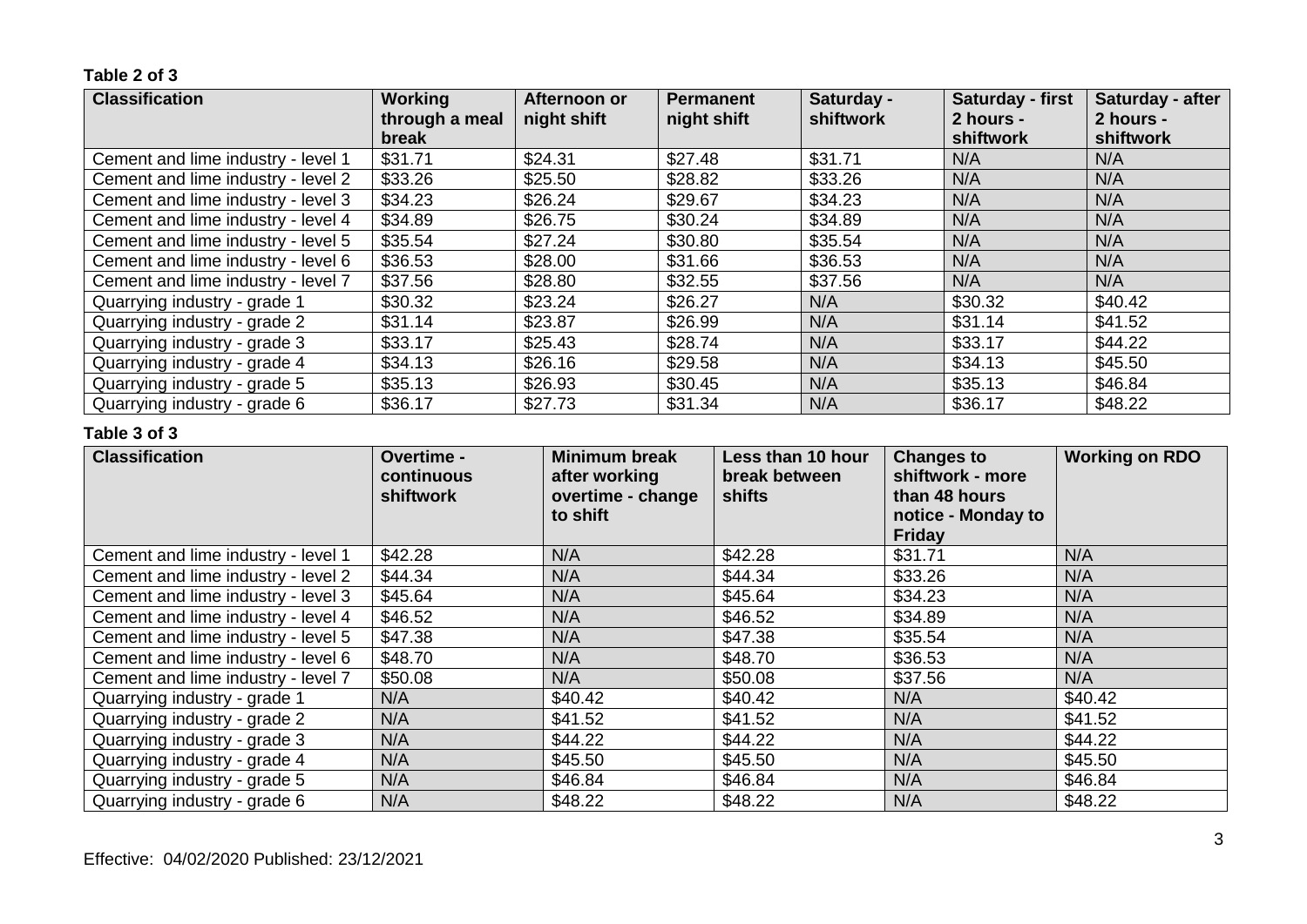**Table 2 of 3**

| Classification | Working through a meal break | Afternoon or night shift | Permanent night shift | Saturday - shiftwork | Saturday - first 2 hours - shiftwork | Saturday - after 2 hours - shiftwork |
|---|---|---|---|---|---|---|
| Cement and lime industry - level 1 | $31.71 | $24.31 | $27.48 | $31.71 | N/A | N/A |
| Cement and lime industry - level 2 | $33.26 | $25.50 | $28.82 | $33.26 | N/A | N/A |
| Cement and lime industry - level 3 | $34.23 | $26.24 | $29.67 | $34.23 | N/A | N/A |
| Cement and lime industry - level 4 | $34.89 | $26.75 | $30.24 | $34.89 | N/A | N/A |
| Cement and lime industry - level 5 | $35.54 | $27.24 | $30.80 | $35.54 | N/A | N/A |
| Cement and lime industry - level 6 | $36.53 | $28.00 | $31.66 | $36.53 | N/A | N/A |
| Cement and lime industry - level 7 | $37.56 | $28.80 | $32.55 | $37.56 | N/A | N/A |
| Quarrying industry - grade 1 | $30.32 | $23.24 | $26.27 | N/A | $30.32 | $40.42 |
| Quarrying industry - grade 2 | $31.14 | $23.87 | $26.99 | N/A | $31.14 | $41.52 |
| Quarrying industry - grade 3 | $33.17 | $25.43 | $28.74 | N/A | $33.17 | $44.22 |
| Quarrying industry - grade 4 | $34.13 | $26.16 | $29.58 | N/A | $34.13 | $45.50 |
| Quarrying industry - grade 5 | $35.13 | $26.93 | $30.45 | N/A | $35.13 | $46.84 |
| Quarrying industry - grade 6 | $36.17 | $27.73 | $31.34 | N/A | $36.17 | $48.22 |

**Table 3 of 3**

| Classification | Overtime - continuous shiftwork | Minimum break after working overtime - change to shift | Less than 10 hour break between shifts | Changes to shiftwork - more than 48 hours notice - Monday to Friday | Working on RDO |
|---|---|---|---|---|---|
| Cement and lime industry - level 1 | $42.28 | N/A | $42.28 | $31.71 | N/A |
| Cement and lime industry - level 2 | $44.34 | N/A | $44.34 | $33.26 | N/A |
| Cement and lime industry - level 3 | $45.64 | N/A | $45.64 | $34.23 | N/A |
| Cement and lime industry - level 4 | $46.52 | N/A | $46.52 | $34.89 | N/A |
| Cement and lime industry - level 5 | $47.38 | N/A | $47.38 | $35.54 | N/A |
| Cement and lime industry - level 6 | $48.70 | N/A | $48.70 | $36.53 | N/A |
| Cement and lime industry - level 7 | $50.08 | N/A | $50.08 | $37.56 | N/A |
| Quarrying industry - grade 1 | N/A | $40.42 | $40.42 | N/A | $40.42 |
| Quarrying industry - grade 2 | N/A | $41.52 | $41.52 | N/A | $41.52 |
| Quarrying industry - grade 3 | N/A | $44.22 | $44.22 | N/A | $44.22 |
| Quarrying industry - grade 4 | N/A | $45.50 | $45.50 | N/A | $45.50 |
| Quarrying industry - grade 5 | N/A | $46.84 | $46.84 | N/A | $46.84 |
| Quarrying industry - grade 6 | N/A | $48.22 | $48.22 | N/A | $48.22 |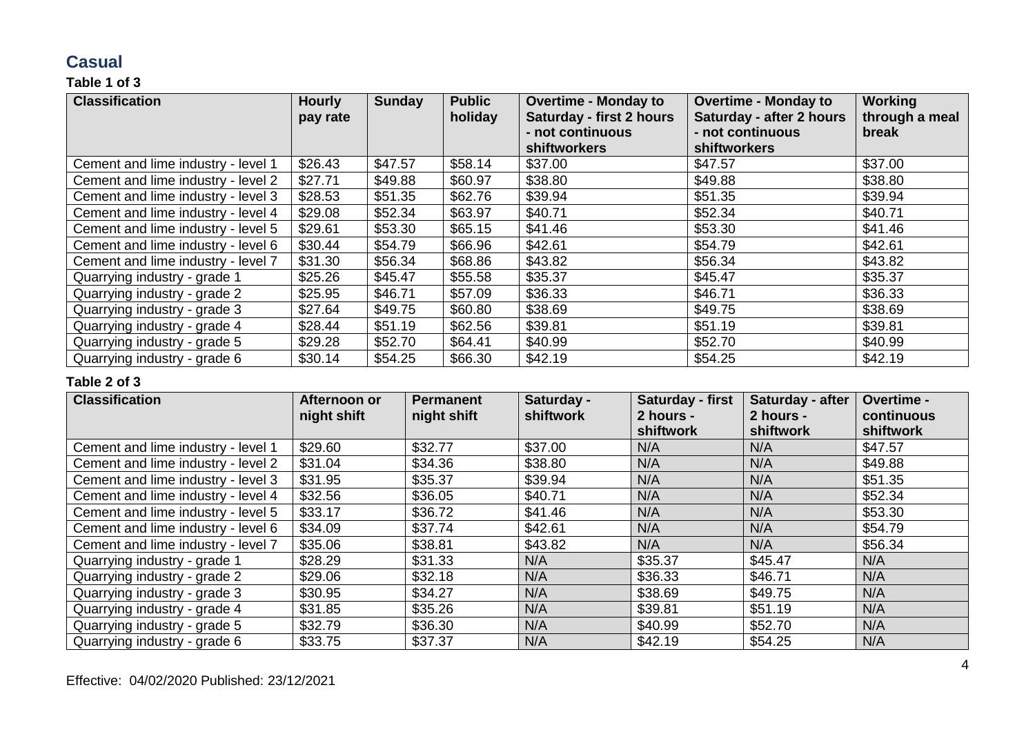## Casual

### Table 1 of 3

| Classification | Hourly pay rate | Sunday | Public holiday | Overtime - Monday to Saturday - first 2 hours - not continuous shiftworkers | Overtime - Monday to Saturday - after 2 hours - not continuous shiftworkers | Working through a meal break |
|---|---|---|---|---|---|---|
| Cement and lime industry - level 1 | $26.43 | $47.57 | $58.14 | $37.00 | $47.57 | $37.00 |
| Cement and lime industry - level 2 | $27.71 | $49.88 | $60.97 | $38.80 | $49.88 | $38.80 |
| Cement and lime industry - level 3 | $28.53 | $51.35 | $62.76 | $39.94 | $51.35 | $39.94 |
| Cement and lime industry - level 4 | $29.08 | $52.34 | $63.97 | $40.71 | $52.34 | $40.71 |
| Cement and lime industry - level 5 | $29.61 | $53.30 | $65.15 | $41.46 | $53.30 | $41.46 |
| Cement and lime industry - level 6 | $30.44 | $54.79 | $66.96 | $42.61 | $54.79 | $42.61 |
| Cement and lime industry - level 7 | $31.30 | $56.34 | $68.86 | $43.82 | $56.34 | $43.82 |
| Quarrying industry - grade 1 | $25.26 | $45.47 | $55.58 | $35.37 | $45.47 | $35.37 |
| Quarrying industry - grade 2 | $25.95 | $46.71 | $57.09 | $36.33 | $46.71 | $36.33 |
| Quarrying industry - grade 3 | $27.64 | $49.75 | $60.80 | $38.69 | $49.75 | $38.69 |
| Quarrying industry - grade 4 | $28.44 | $51.19 | $62.56 | $39.81 | $51.19 | $39.81 |
| Quarrying industry - grade 5 | $29.28 | $52.70 | $64.41 | $40.99 | $52.70 | $40.99 |
| Quarrying industry - grade 6 | $30.14 | $54.25 | $66.30 | $42.19 | $54.25 | $42.19 |

### Table 2 of 3

| Classification | Afternoon or night shift | Permanent night shift | Saturday - shiftwork | Saturday - first 2 hours - shiftwork | Saturday - after 2 hours - shiftwork | Overtime - continuous shiftwork |
|---|---|---|---|---|---|---|
| Cement and lime industry - level 1 | $29.60 | $32.77 | $37.00 | N/A | N/A | $47.57 |
| Cement and lime industry - level 2 | $31.04 | $34.36 | $38.80 | N/A | N/A | $49.88 |
| Cement and lime industry - level 3 | $31.95 | $35.37 | $39.94 | N/A | N/A | $51.35 |
| Cement and lime industry - level 4 | $32.56 | $36.05 | $40.71 | N/A | N/A | $52.34 |
| Cement and lime industry - level 5 | $33.17 | $36.72 | $41.46 | N/A | N/A | $53.30 |
| Cement and lime industry - level 6 | $34.09 | $37.74 | $42.61 | N/A | N/A | $54.79 |
| Cement and lime industry - level 7 | $35.06 | $38.81 | $43.82 | N/A | N/A | $56.34 |
| Quarrying industry - grade 1 | $28.29 | $31.33 | N/A | $35.37 | $45.47 | N/A |
| Quarrying industry - grade 2 | $29.06 | $32.18 | N/A | $36.33 | $46.71 | N/A |
| Quarrying industry - grade 3 | $30.95 | $34.27 | N/A | $38.69 | $49.75 | N/A |
| Quarrying industry - grade 4 | $31.85 | $35.26 | N/A | $39.81 | $51.19 | N/A |
| Quarrying industry - grade 5 | $32.79 | $36.30 | N/A | $40.99 | $52.70 | N/A |
| Quarrying industry - grade 6 | $33.75 | $37.37 | N/A | $42.19 | $54.25 | N/A |

Effective: 04/02/2020 Published: 23/12/2021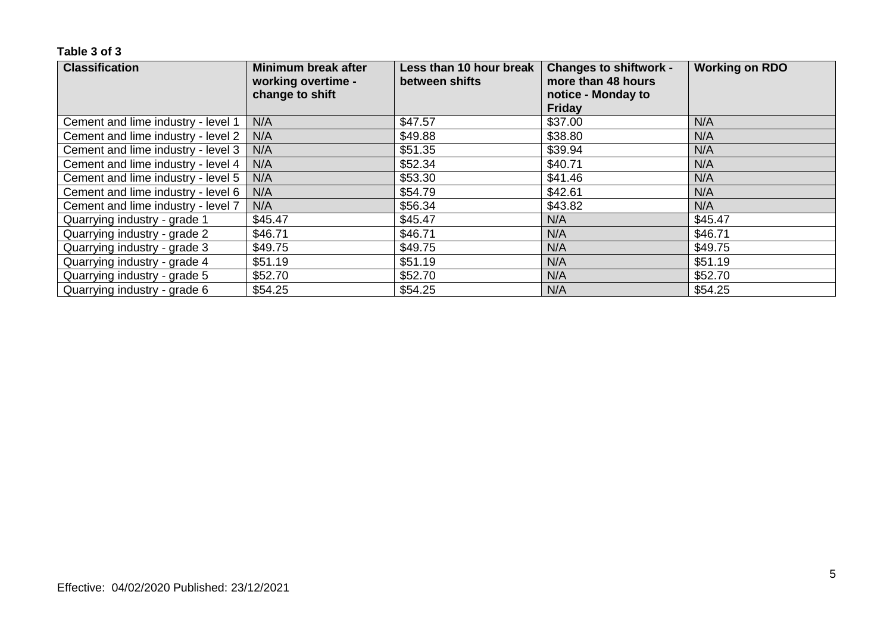**Table 3 of 3**

| Classification | Minimum break after working overtime - change to shift | Less than 10 hour break between shifts | Changes to shiftwork - more than 48 hours notice - Monday to Friday | Working on RDO |
|---|---|---|---|---|
| Cement and lime industry - level 1 | N/A | $47.57 | $37.00 | N/A |
| Cement and lime industry - level 2 | N/A | $49.88 | $38.80 | N/A |
| Cement and lime industry - level 3 | N/A | $51.35 | $39.94 | N/A |
| Cement and lime industry - level 4 | N/A | $52.34 | $40.71 | N/A |
| Cement and lime industry - level 5 | N/A | $53.30 | $41.46 | N/A |
| Cement and lime industry - level 6 | N/A | $54.79 | $42.61 | N/A |
| Cement and lime industry - level 7 | N/A | $56.34 | $43.82 | N/A |
| Quarrying industry - grade 1 | $45.47 | $45.47 | N/A | $45.47 |
| Quarrying industry - grade 2 | $46.71 | $46.71 | N/A | $46.71 |
| Quarrying industry - grade 3 | $49.75 | $49.75 | N/A | $49.75 |
| Quarrying industry - grade 4 | $51.19 | $51.19 | N/A | $51.19 |
| Quarrying industry - grade 5 | $52.70 | $52.70 | N/A | $52.70 |
| Quarrying industry - grade 6 | $54.25 | $54.25 | N/A | $54.25 |

Effective: 04/02/2020 Published: 23/12/2021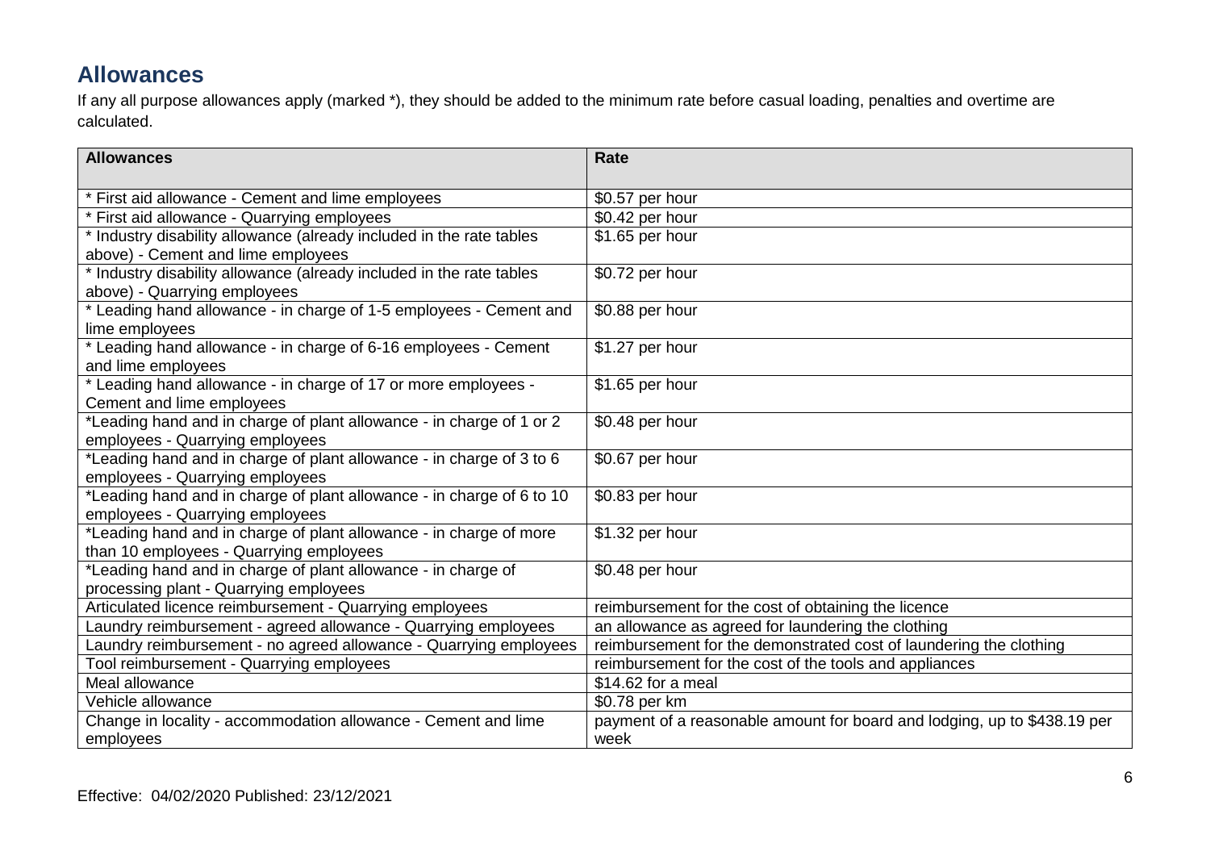## Allowances

If any all purpose allowances apply (marked *), they should be added to the minimum rate before casual loading, penalties and overtime are calculated.

| Allowances | Rate |
|---|---|
| * First aid allowance - Cement and lime employees | $0.57 per hour |
| * First aid allowance - Quarrying employees | $0.42 per hour |
| * Industry disability allowance (already included in the rate tables above) - Cement and lime employees | $1.65 per hour |
| * Industry disability allowance (already included in the rate tables above) - Quarrying employees | $0.72 per hour |
| * Leading hand allowance - in charge of 1-5 employees - Cement and lime employees | $0.88 per hour |
| * Leading hand allowance - in charge of 6-16 employees - Cement and lime employees | $1.27 per hour |
| * Leading hand allowance - in charge of 17 or more employees - Cement and lime employees | $1.65 per hour |
| *Leading hand and in charge of plant allowance - in charge of 1 or 2 employees - Quarrying employees | $0.48 per hour |
| *Leading hand and in charge of plant allowance - in charge of 3 to 6 employees - Quarrying employees | $0.67 per hour |
| *Leading hand and in charge of plant allowance - in charge of 6 to 10 employees - Quarrying employees | $0.83 per hour |
| *Leading hand and in charge of plant allowance - in charge of more than 10 employees - Quarrying employees | $1.32 per hour |
| *Leading hand and in charge of plant allowance - in charge of processing plant - Quarrying employees | $0.48 per hour |
| Articulated licence reimbursement - Quarrying employees | reimbursement for the cost of obtaining the licence |
| Laundry reimbursement - agreed allowance - Quarrying employees | an allowance as agreed for laundering the clothing |
| Laundry reimbursement - no agreed allowance - Quarrying employees | reimbursement for the demonstrated cost of laundering the clothing |
| Tool reimbursement - Quarrying employees | reimbursement for the cost of the tools and appliances |
| Meal allowance | $14.62 for a meal |
| Vehicle allowance | $0.78 per km |
| Change in locality - accommodation allowance - Cement and lime employees | payment of a reasonable amount for board and lodging, up to $438.19 per week |

Effective: 04/02/2020 Published: 23/12/2021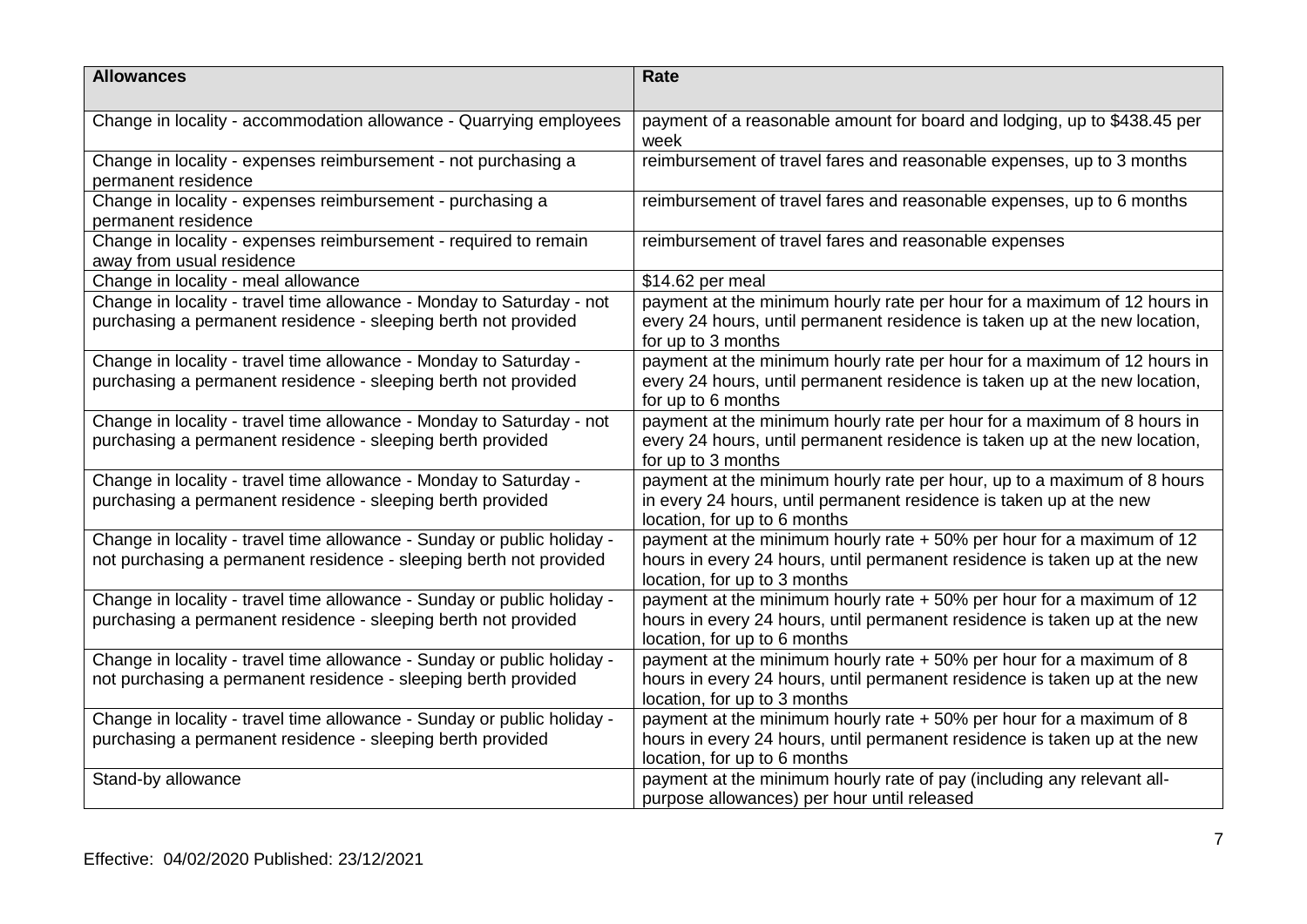| Allowances | Rate |
|---|---|
| Change in locality - accommodation allowance - Quarrying employees | payment of a reasonable amount for board and lodging, up to $438.45 per week |
| Change in locality - expenses reimbursement - not purchasing a permanent residence | reimbursement of travel fares and reasonable expenses, up to 3 months |
| Change in locality - expenses reimbursement - purchasing a permanent residence | reimbursement of travel fares and reasonable expenses, up to 6 months |
| Change in locality - expenses reimbursement - required to remain away from usual residence | reimbursement of travel fares and reasonable expenses |
| Change in locality - meal allowance | $14.62 per meal |
| Change in locality - travel time allowance - Monday to Saturday - not purchasing a permanent residence - sleeping berth not provided | payment at the minimum hourly rate per hour for a maximum of 12 hours in every 24 hours, until permanent residence is taken up at the new location, for up to 3 months |
| Change in locality - travel time allowance - Monday to Saturday - purchasing a permanent residence - sleeping berth not provided | payment at the minimum hourly rate per hour for a maximum of 12 hours in every 24 hours, until permanent residence is taken up at the new location, for up to 6 months |
| Change in locality - travel time allowance - Monday to Saturday - not purchasing a permanent residence - sleeping berth provided | payment at the minimum hourly rate per hour for a maximum of 8 hours in every 24 hours, until permanent residence is taken up at the new location, for up to 3 months |
| Change in locality - travel time allowance - Monday to Saturday - purchasing a permanent residence - sleeping berth provided | payment at the minimum hourly rate per hour, up to a maximum of 8 hours in every 24 hours, until permanent residence is taken up at the new location, for up to 6 months |
| Change in locality - travel time allowance - Sunday or public holiday - not purchasing a permanent residence - sleeping berth not provided | payment at the minimum hourly rate + 50% per hour for a maximum of 12 hours in every 24 hours, until permanent residence is taken up at the new location, for up to 3 months |
| Change in locality - travel time allowance - Sunday or public holiday - purchasing a permanent residence - sleeping berth not provided | payment at the minimum hourly rate + 50% per hour for a maximum of 12 hours in every 24 hours, until permanent residence is taken up at the new location, for up to 6 months |
| Change in locality - travel time allowance - Sunday or public holiday - not purchasing a permanent residence - sleeping berth provided | payment at the minimum hourly rate + 50% per hour for a maximum of 8 hours in every 24 hours, until permanent residence is taken up at the new location, for up to 3 months |
| Change in locality - travel time allowance - Sunday or public holiday - purchasing a permanent residence - sleeping berth provided | payment at the minimum hourly rate + 50% per hour for a maximum of 8 hours in every 24 hours, until permanent residence is taken up at the new location, for up to 6 months |
| Stand-by allowance | payment at the minimum hourly rate of pay (including any relevant all-purpose allowances) per hour until released |

Effective: 04/02/2020 Published: 23/12/2021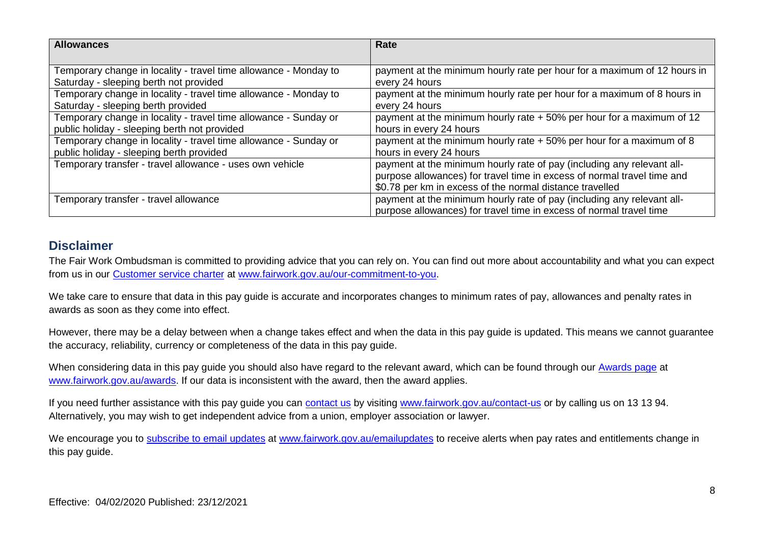| Allowances | Rate |
| --- | --- |
| Temporary change in locality - travel time allowance - Monday to Saturday - sleeping berth not provided | payment at the minimum hourly rate per hour for a maximum of 12 hours in every 24 hours |
| Temporary change in locality - travel time allowance - Monday to Saturday - sleeping berth provided | payment at the minimum hourly rate per hour for a maximum of 8 hours in every 24 hours |
| Temporary change in locality - travel time allowance - Sunday or public holiday - sleeping berth not provided | payment at the minimum hourly rate + 50% per hour for a maximum of 12 hours in every 24 hours |
| Temporary change in locality - travel time allowance - Sunday or public holiday - sleeping berth provided | payment at the minimum hourly rate + 50% per hour for a maximum of 8 hours in every 24 hours |
| Temporary transfer - travel allowance - uses own vehicle | payment at the minimum hourly rate of pay (including any relevant all-purpose allowances) for travel time in excess of normal travel time and $0.78 per km in excess of the normal distance travelled |
| Temporary transfer - travel allowance | payment at the minimum hourly rate of pay (including any relevant all-purpose allowances) for travel time in excess of normal travel time |

## Disclaimer

The Fair Work Ombudsman is committed to providing advice that you can rely on. You can find out more about accountability and what you can expect from us in our [Customer service charter](www.fairwork.gov.au/our-commitment-to-you) at [www.fairwork.gov.au/our-commitment-to-you](www.fairwork.gov.au/our-commitment-to-you).

We take care to ensure that data in this pay guide is accurate and incorporates changes to minimum rates of pay, allowances and penalty rates in awards as soon as they come into effect.

However, there may be a delay between when a change takes effect and when the data in this pay guide is updated. This means we cannot guarantee the accuracy, reliability, currency or completeness of the data in this pay guide.

When considering data in this pay guide you should also have regard to the relevant award, which can be found through our [Awards page](www.fairwork.gov.au/awards) at [www.fairwork.gov.au/awards](www.fairwork.gov.au/awards). If our data is inconsistent with the award, then the award applies.

If you need further assistance with this pay guide you can [contact us](www.fairwork.gov.au/contact-us) by visiting [www.fairwork.gov.au/contact-us](www.fairwork.gov.au/contact-us) or by calling us on 13 13 94. Alternatively, you may wish to get independent advice from a union, employer association or lawyer.

We encourage you to [subscribe to email updates](www.fairwork.gov.au/emailupdates) at [www.fairwork.gov.au/emailupdates](www.fairwork.gov.au/emailupdates) to receive alerts when pay rates and entitlements change in this pay guide.

Effective: 04/02/2020 Published: 23/12/2021